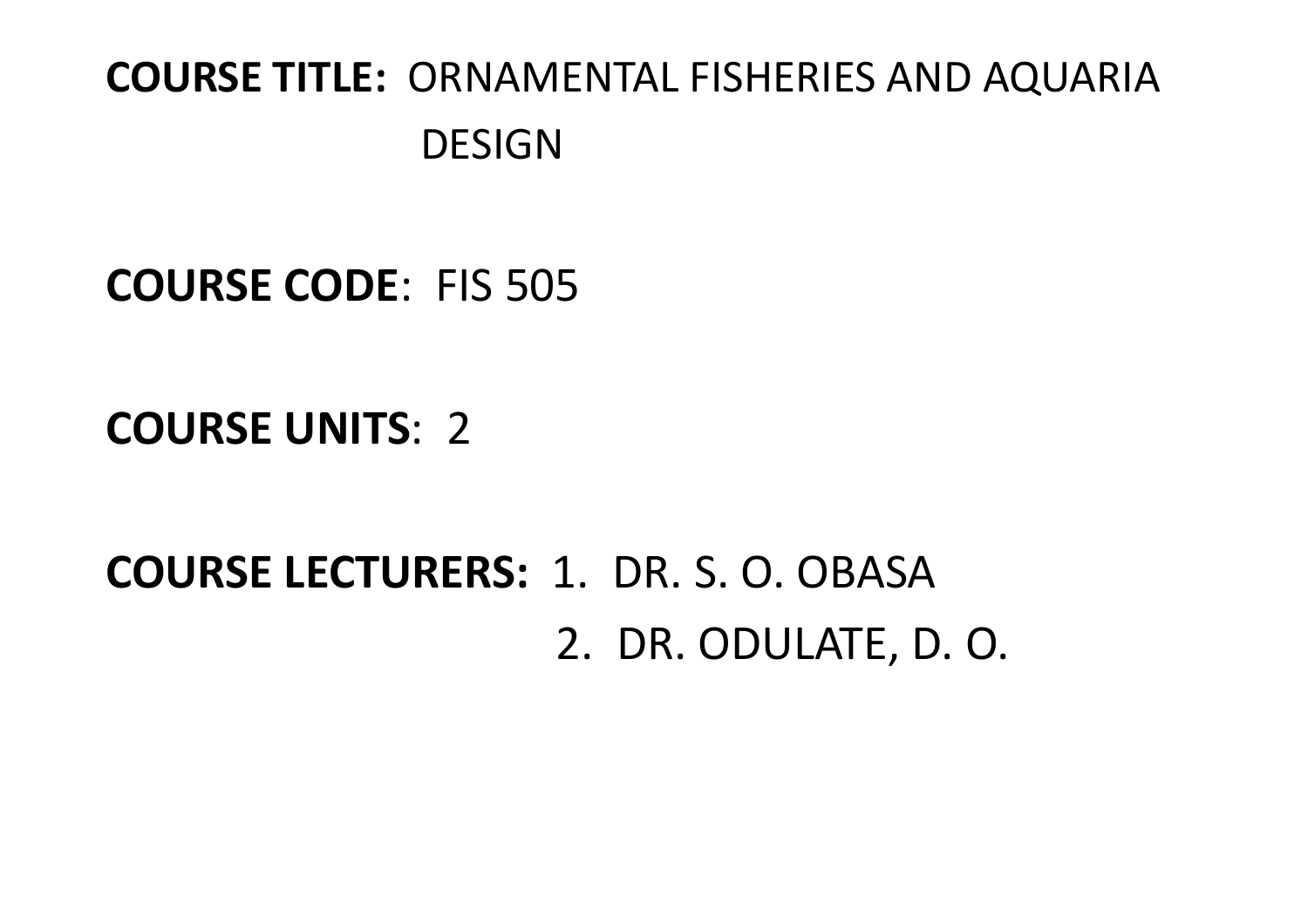**COURSE TITLE:** ORNAMENTAL FISHERIES AND AQUARIA DESIGN

**COURSE CODE**: FIS 505

**COURSE UNITS**: 2

**COURSE LECTURERS:** 1. DR. S. O. OBASA
2. DR. ODULATE, D. O.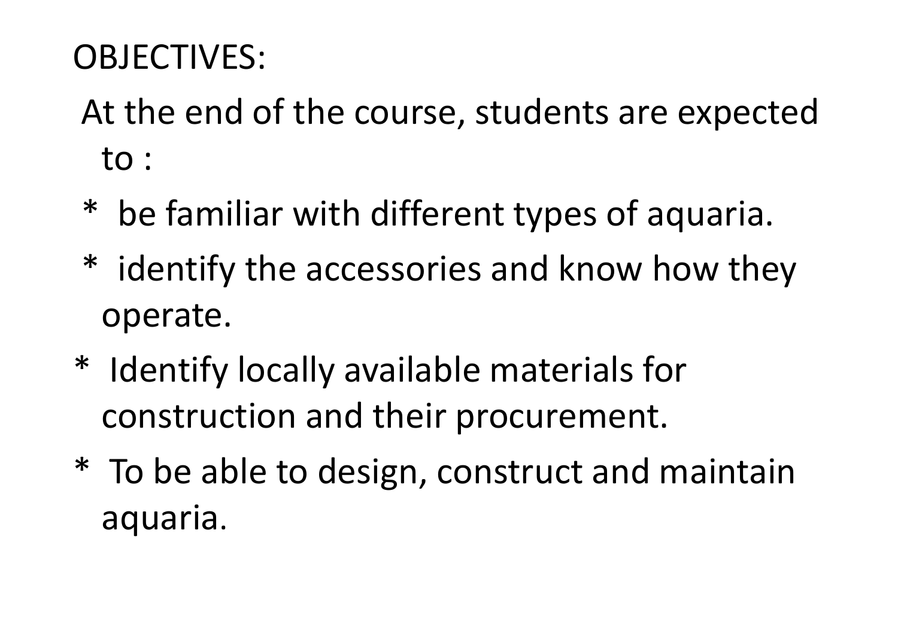OBJECTIVES:

At the end of the course, students are expected to :

* be familiar with different types of aquaria.
* identify the accessories and know how they operate.
* Identify locally available materials for construction and their procurement.
* To be able to design, construct and maintain aquaria.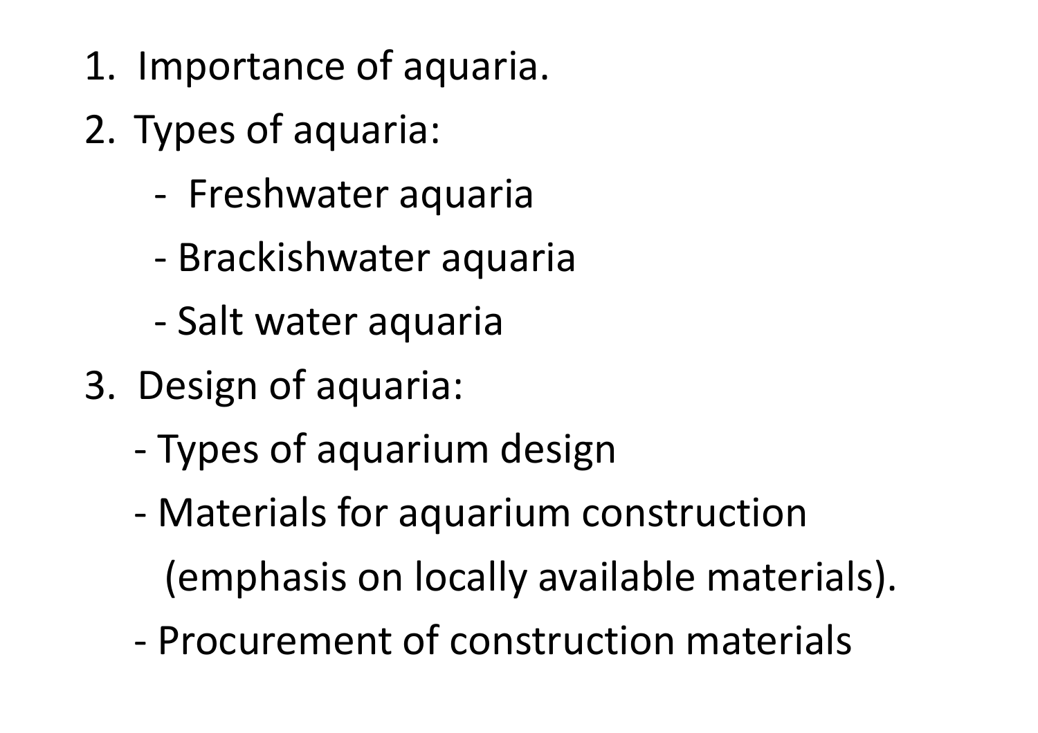1. Importance of aquaria.
2. Types of aquaria:
   - Freshwater aquaria
   - Brackishwater aquaria
   - Salt water aquaria
3. Design of aquaria:
   - Types of aquarium design
   - Materials for aquarium construction (emphasis on locally available materials).
   - Procurement of construction materials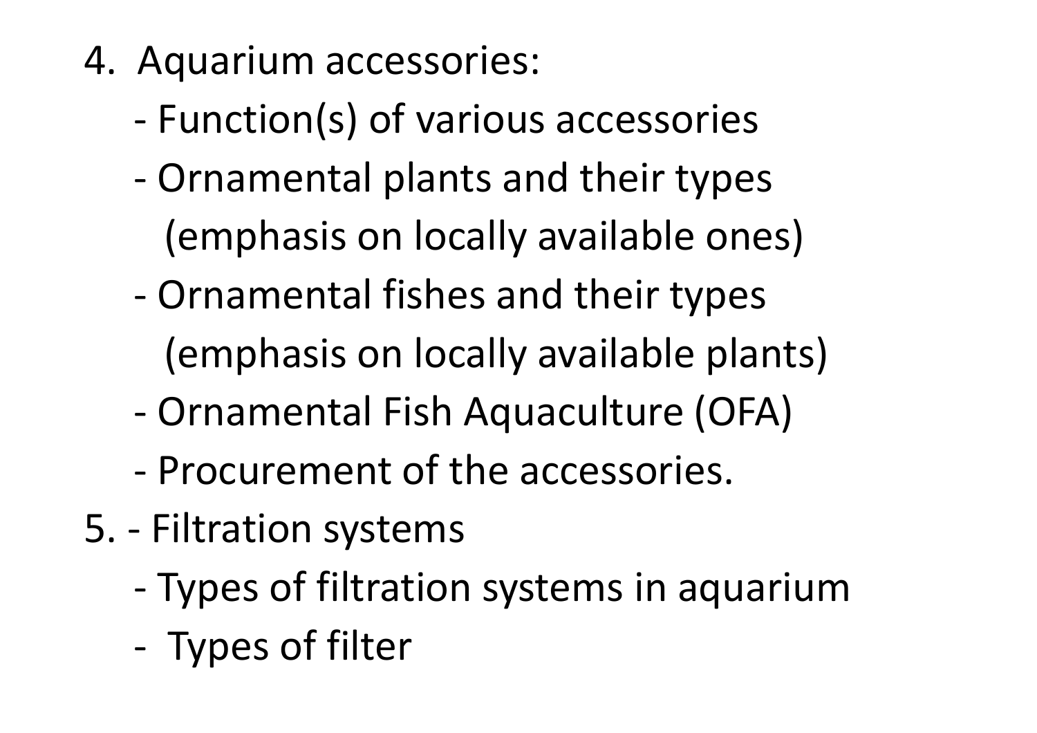4. Aquarium accessories:
    - Function(s) of various accessories
    - Ornamental plants and their types (emphasis on locally available ones)
    - Ornamental fishes and their types (emphasis on locally available plants)
    - Ornamental Fish Aquaculture (OFA)
    - Procurement of the accessories.
5. - Filtration systems
    - Types of filtration systems in aquarium
    - Types of filter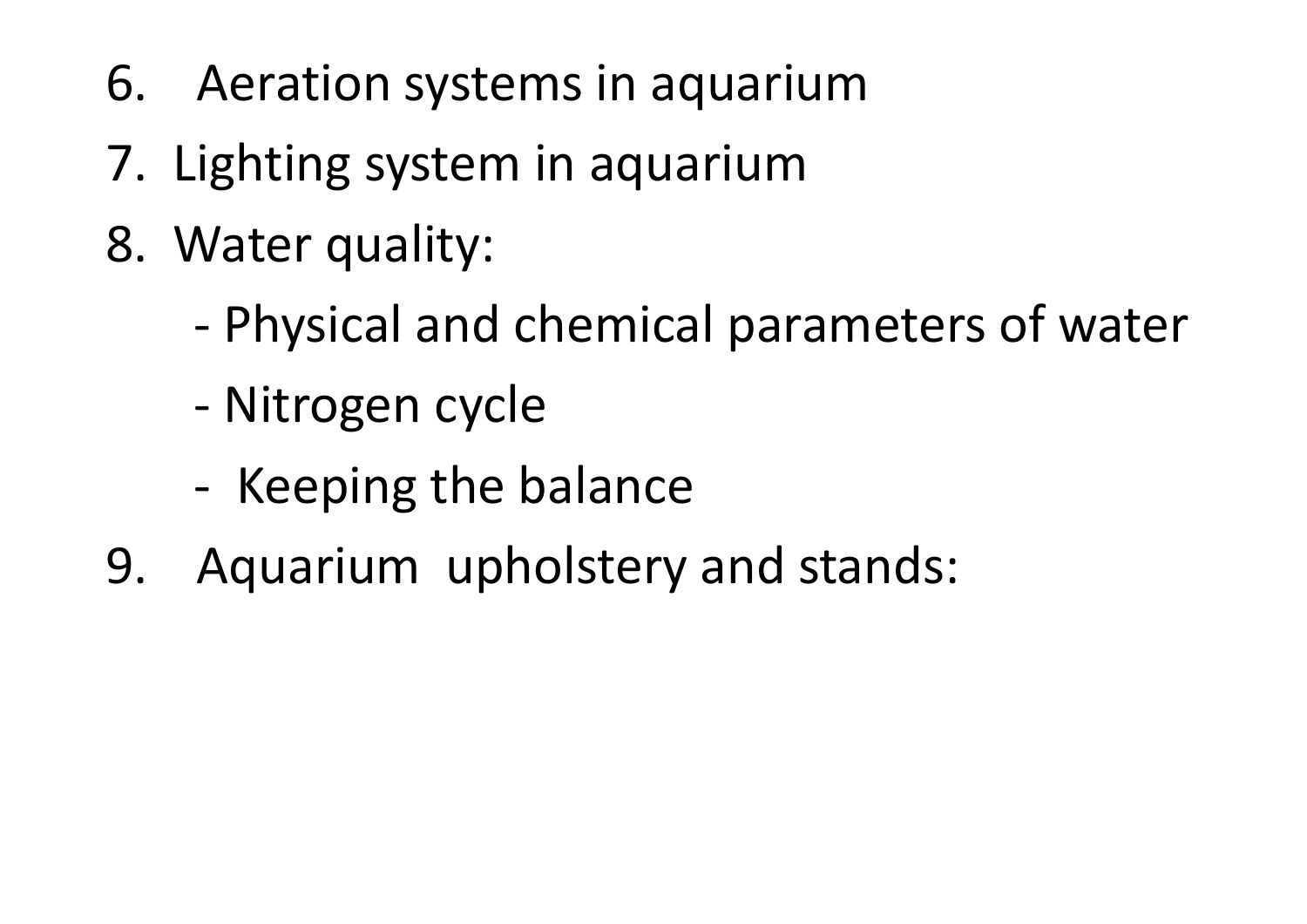6. Aeration systems in aquarium
7. Lighting system in aquarium
8. Water quality:
    - Physical and chemical parameters of water
    - Nitrogen cycle
    - Keeping the balance
9. Aquarium upholstery and stands: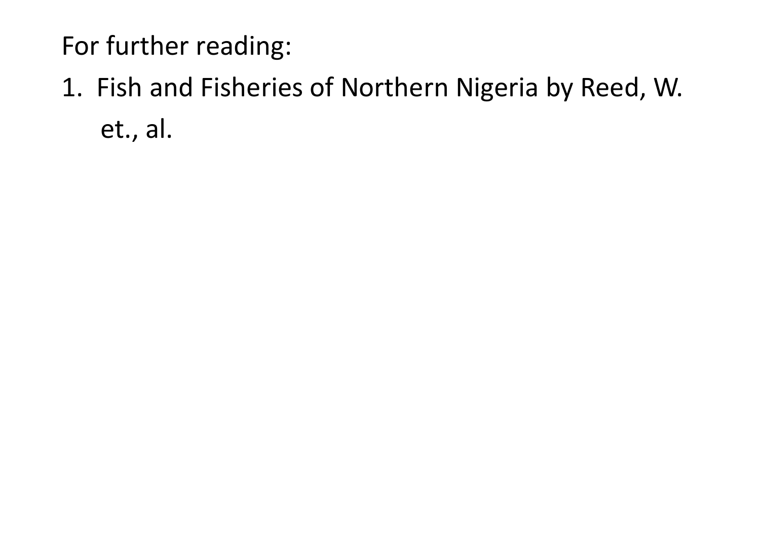For further reading:

1. Fish and Fisheries of Northern Nigeria by Reed, W. et., al.